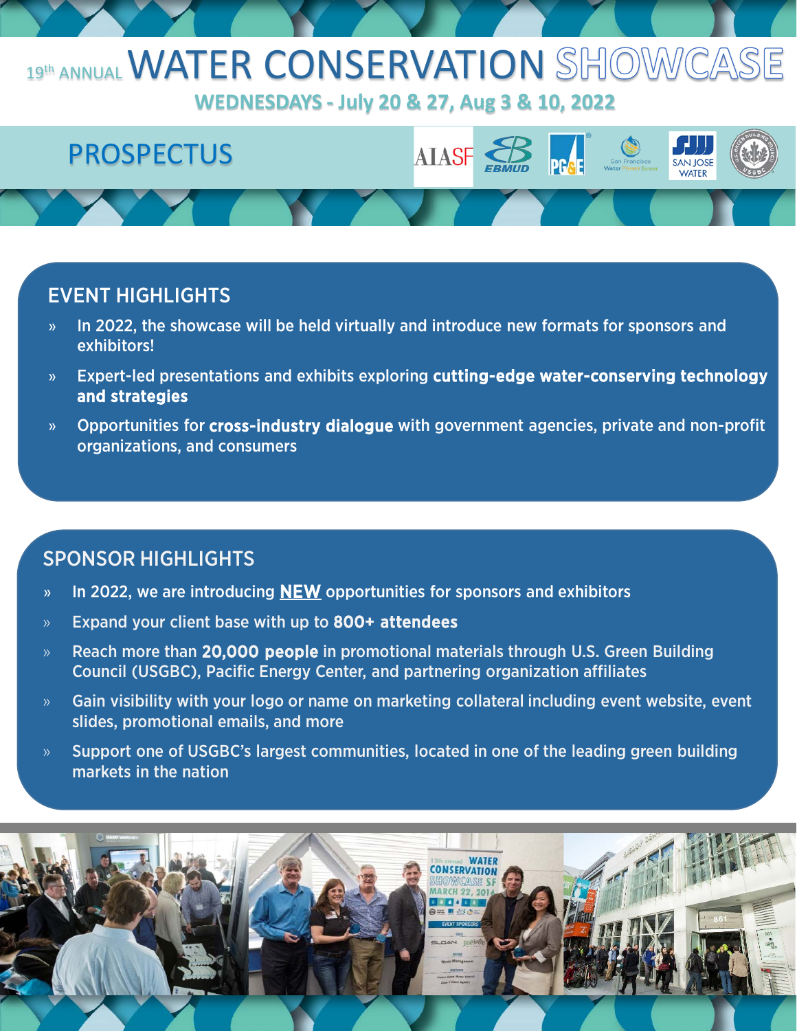# 19th ANNUAL WATER CONSERVATION SHOWCASE

**WEDNESDAYS - July 20 & 27, Aug 3 & 10, 2022**

## PROSPECTUS

## EVENT HIGHLIGHTS

- In 2022, the showcase will be held virtually and introduce new formats for sponsors and exhibitors!
- Expert-led presentations and exhibits exploring **cutting-edge water-conserving technology and strategies**
- Opportunities for **cross-industry dialogue** with government agencies, private and non-profit organizations, and consumers

## SPONSOR HIGHLIGHTS

- In 2022, we are introducing **NEW** opportunities for sponsors and exhibitors
- Expand your client base with up to **800+ attendees**
- Reach more than **20,000 people** in promotional materials through U.S. Green Building Council (USGBC), Pacific Energy Center, and partnering organization affiliates
- Gain visibility with your logo or name on marketing collateral including event website, event slides, promotional emails, and more
- Support one of USGBC's largest communities, located in one of the leading green building markets in the nation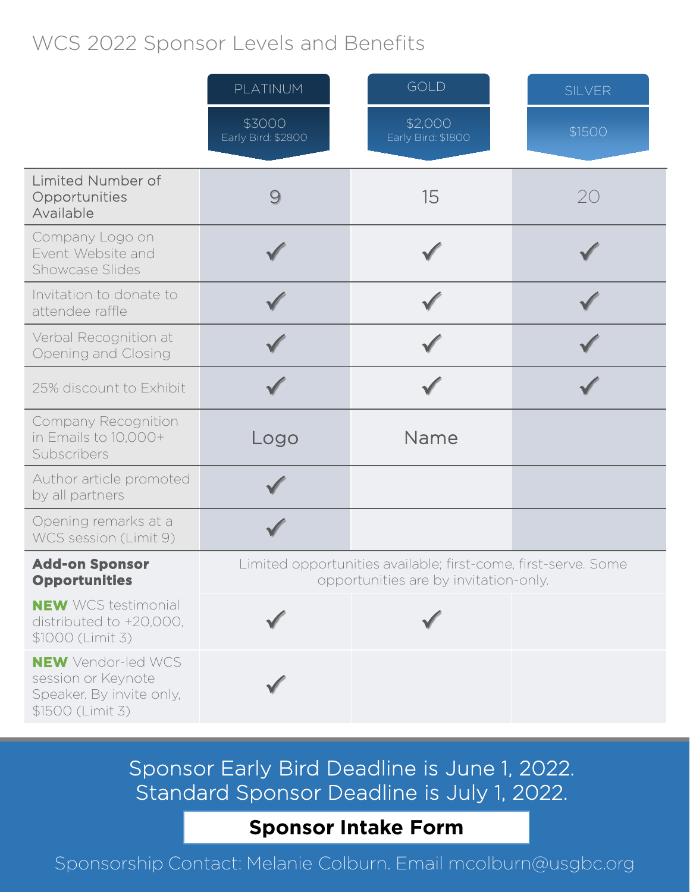# WCS 2022 Sponsor Levels and Benefits

| | PLATINUM<br>$3000<br>Early Bird: $2800 | GOLD<br>$2,000<br>Early Bird: $1800 | SILVER<br>$1500 |
|---|---|---|---|
| Limited Number of Opportunities Available | 9 | 15 | 20 |
| Company Logo on Event Website and Showcase Slides | ✓ | ✓ | ✓ |
| Invitation to donate to attendee raffle | ✓ | ✓ | ✓ |
| Verbal Recognition at Opening and Closing | ✓ | ✓ | ✓ |
| 25% discount to Exhibit | ✓ | ✓ | ✓ |
| Company Recognition in Emails to 10,000+ Subscribers | Logo | Name | |
| Author article promoted by all partners | ✓ | | |
| Opening remarks at a WCS session (Limit 9) | ✓ | | |
| **Add-on Sponsor Opportunities** | Limited opportunities available; first-come, first-serve. Some opportunities are by invitation-only. | | |
| **NEW** WCS testimonial distributed to +20,000, $1000 (Limit 3) | ✓ | ✓ | |
| **NEW** Vendor-led WCS session or Keynote Speaker. By invite only, $1500 (Limit 3) | ✓ | | |

Sponsor Early Bird Deadline is June 1, 2022.
Standard Sponsor Deadline is July 1, 2022.

**Sponsor Intake Form**

Sponsorship Contact: Melanie Colburn. Email mcolburn@usgbc.org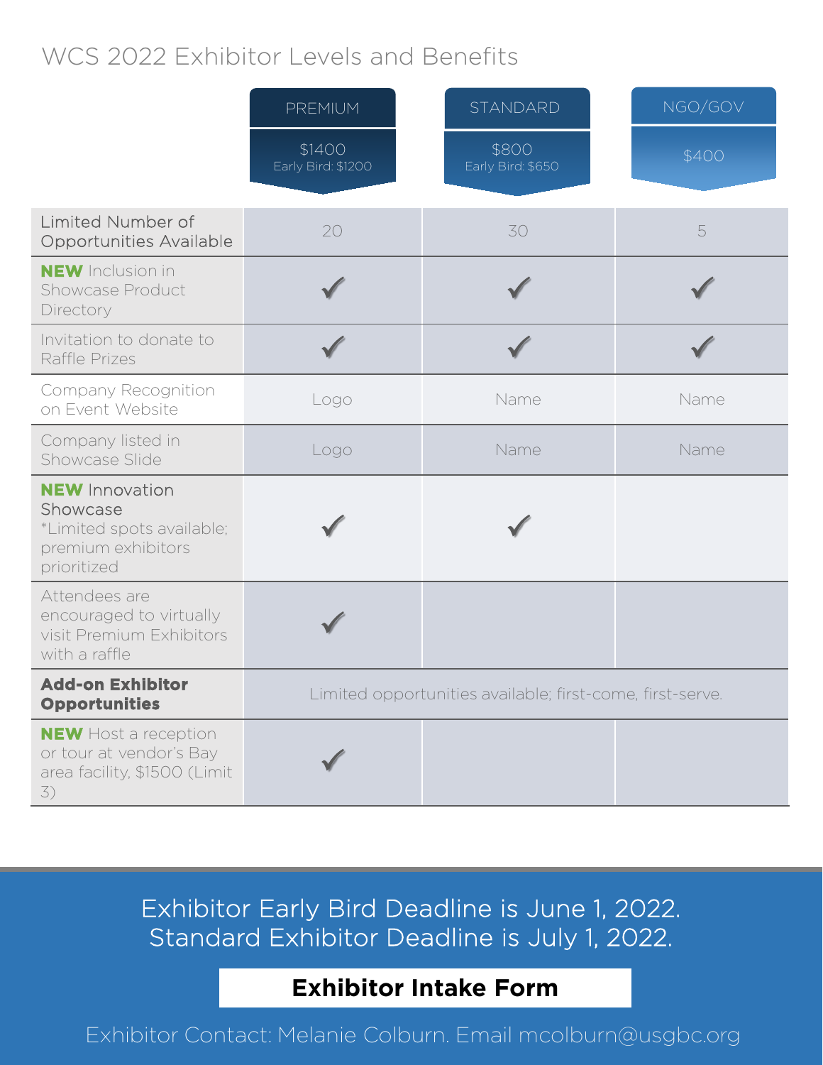# WCS 2022 Exhibitor Levels and Benefits

| | PREMIUM<br>$1400<br>Early Bird: $1200 | STANDARD<br>$800<br>Early Bird: $650 | NGO/GOV<br>$400 |
|---|---|---|---|
| Limited Number of Opportunities Available | 20 | 30 | 5 |
| **NEW** Inclusion in Showcase Product Directory | ✓ | ✓ | ✓ |
| Invitation to donate to Raffle Prizes | ✓ | ✓ | ✓ |
| Company Recognition on Event Website | Logo | Name | Name |
| Company listed in Showcase Slide | Logo | Name | Name |
| **NEW** Innovation Showcase *Limited spots available; premium exhibitors prioritized | ✓ | ✓ | |
| Attendees are encouraged to virtually visit Premium Exhibitors with a raffle | ✓ | | |
| **Add-on Exhibitor Opportunities** | Limited opportunities available; first-come, first-serve. | | |
| **NEW** Host a reception or tour at vendor's Bay area facility, $1500 (Limit 3) | ✓ | | |

Exhibitor Early Bird Deadline is June 1, 2022.
Standard Exhibitor Deadline is July 1, 2022.

**Exhibitor Intake Form**

Exhibitor Contact: Melanie Colburn. Email mcolburn@usgbc.org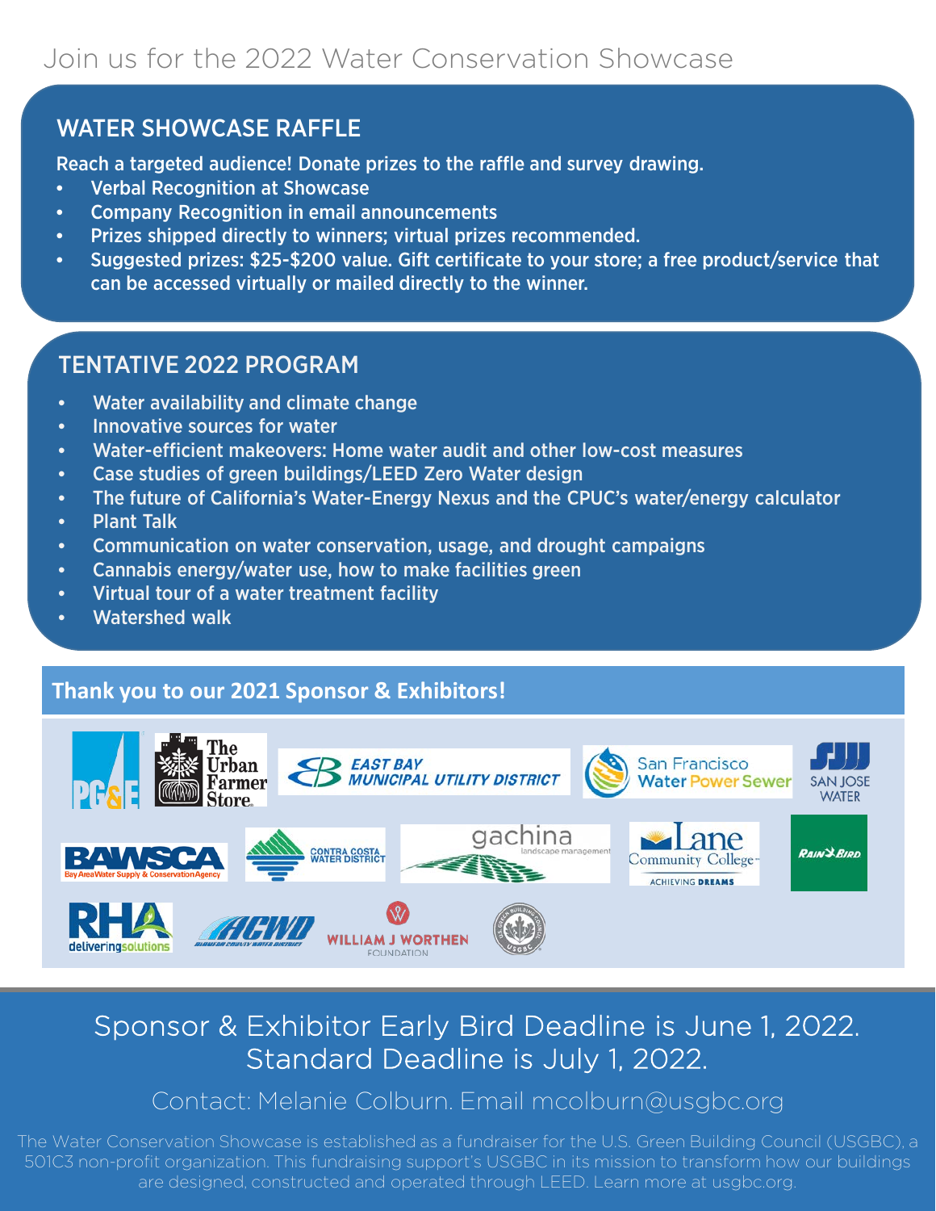Join us for the 2022 Water Conservation Showcase

## WATER SHOWCASE RAFFLE

Reach a targeted audience! Donate prizes to the raffle and survey drawing.

- Verbal Recognition at Showcase
- Company Recognition in email announcements
- Prizes shipped directly to winners; virtual prizes recommended.
- Suggested prizes: $25-$200 value. Gift certificate to your store; a free product/service that can be accessed virtually or mailed directly to the winner.

## TENTATIVE 2022 PROGRAM

- Water availability and climate change
- Innovative sources for water
- Water-efficient makeovers: Home water audit and other low-cost measures
- Case studies of green buildings/LEED Zero Water design
- The future of California's Water-Energy Nexus and the CPUC's water/energy calculator
- Plant Talk
- Communication on water conservation, usage, and drought campaigns
- Cannabis energy/water use, how to make facilities green
- Virtual tour of a water treatment facility
- Watershed walk

## Thank you to our 2021 Sponsor & Exhibitors!

PG&E · The Urban Farmer Store · East Bay Municipal Utility District · San Francisco Water Power Sewer · San Jose Water · BAWSCA Bay Area Water Supply & Conservation Agency · Contra Costa Water District · gachina landscape management · Lane Community College Achieving Dreams · Rain Bird · RHA delivering solutions · ACWD · William J Worthen Foundation · USGBC

Sponsor & Exhibitor Early Bird Deadline is June 1, 2022.
Standard Deadline is July 1, 2022.

Contact: Melanie Colburn. Email mcolburn@usgbc.org

The Water Conservation Showcase is established as a fundraiser for the U.S. Green Building Council (USGBC), a 501C3 non-profit organization. This fundraising support's USGBC in its mission to transform how our buildings are designed, constructed and operated through LEED. Learn more at usgbc.org.